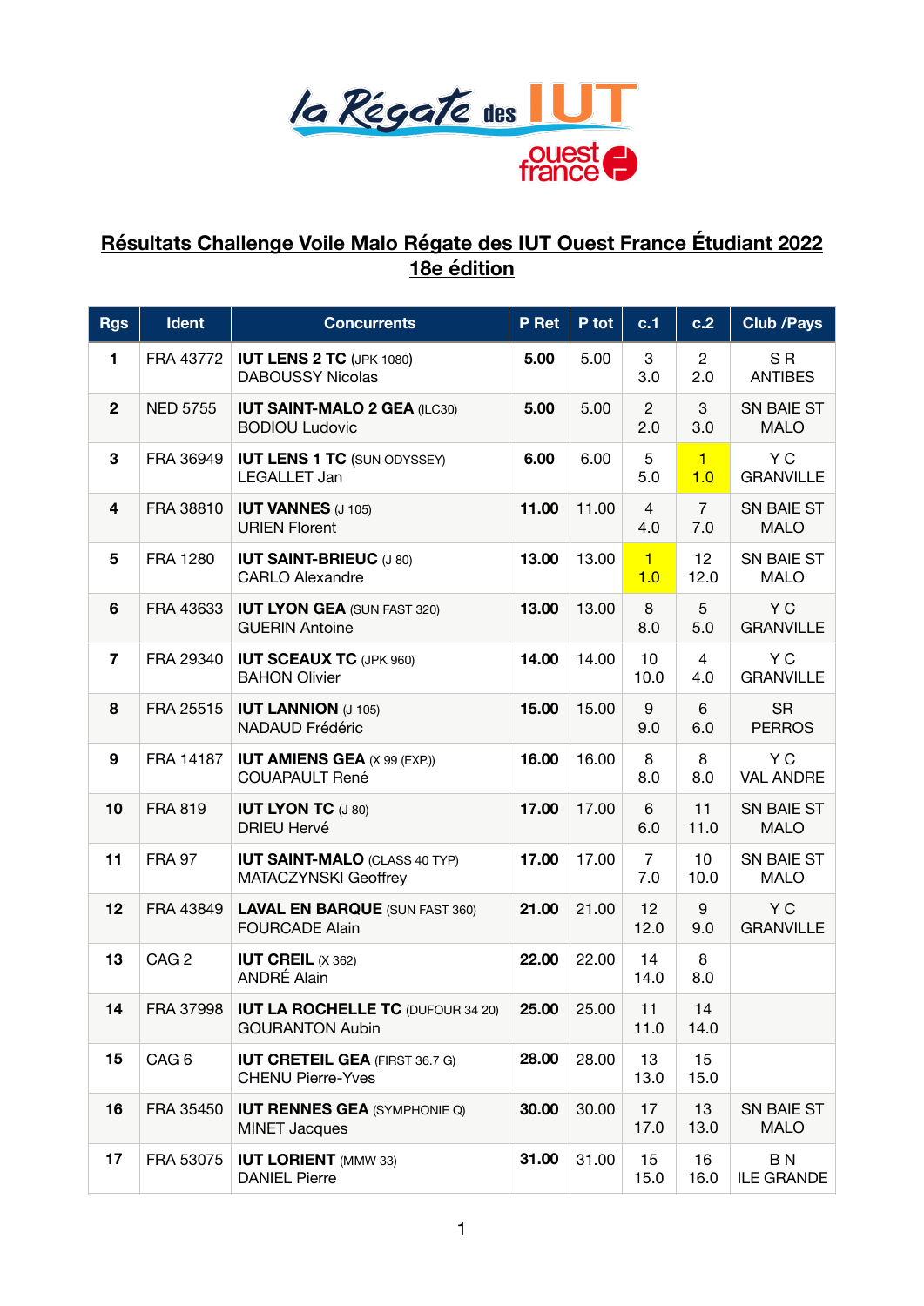# Résultats Challenge Voile Malo Régate des IUT Ouest France Étudiant 2022
## 18e édition

| Rgs | Ident | Concurrents | P Ret | P tot | c.1 | c.2 | Club /Pays |
|---|---|---|---|---|---|---|---|
| 1 | FRA 43772 | **IUT LENS 2 TC** (JPK 1080) DABOUSSY Nicolas | **5.00** | 5.00 | 3 3.0 | 2 2.0 | S R ANTIBES |
| 2 | NED 5755 | **IUT SAINT-MALO 2 GEA** (ILC30) BODIOU Ludovic | **5.00** | 5.00 | 2 2.0 | 3 3.0 | SN BAIE ST MALO |
| 3 | FRA 36949 | **IUT LENS 1 TC** (SUN ODYSSEY) LEGALLET Jan | **6.00** | 6.00 | 5 5.0 | 1 1.0 | Y C GRANVILLE |
| 4 | FRA 38810 | **IUT VANNES** (J 105) URIEN Florent | **11.00** | 11.00 | 4 4.0 | 7 7.0 | SN BAIE ST MALO |
| 5 | FRA 1280 | **IUT SAINT-BRIEUC** (J 80) CARLO Alexandre | **13.00** | 13.00 | 1 1.0 | 12 12.0 | SN BAIE ST MALO |
| 6 | FRA 43633 | **IUT LYON GEA** (SUN FAST 320) GUERIN Antoine | **13.00** | 13.00 | 8 8.0 | 5 5.0 | Y C GRANVILLE |
| 7 | FRA 29340 | **IUT SCEAUX TC** (JPK 960) BAHON Olivier | **14.00** | 14.00 | 10 10.0 | 4 4.0 | Y C GRANVILLE |
| 8 | FRA 25515 | **IUT LANNION** (J 105) NADAUD Frédéric | **15.00** | 15.00 | 9 9.0 | 6 6.0 | SR PERROS |
| 9 | FRA 14187 | **IUT AMIENS GEA** (X 99 (EXP.)) COUAPAULT René | **16.00** | 16.00 | 8 8.0 | 8 8.0 | Y C VAL ANDRE |
| 10 | FRA 819 | **IUT LYON TC** (J 80) DRIEU Hervé | **17.00** | 17.00 | 6 6.0 | 11 11.0 | SN BAIE ST MALO |
| 11 | FRA 97 | **IUT SAINT-MALO** (CLASS 40 TYP) MATACZYNSKI Geoffrey | **17.00** | 17.00 | 7 7.0 | 10 10.0 | SN BAIE ST MALO |
| 12 | FRA 43849 | **LAVAL EN BARQUE** (SUN FAST 360) FOURCADE Alain | **21.00** | 21.00 | 12 12.0 | 9 9.0 | Y C GRANVILLE |
| 13 | CAG 2 | **IUT CREIL** (X 362) ANDRÉ Alain | **22.00** | 22.00 | 14 14.0 | 8 8.0 | |
| 14 | FRA 37998 | **IUT LA ROCHELLE TC** (DUFOUR 34 20) GOURANTON Aubin | **25.00** | 25.00 | 11 11.0 | 14 14.0 | |
| 15 | CAG 6 | **IUT CRETEIL GEA** (FIRST 36.7 G) CHENU Pierre-Yves | **28.00** | 28.00 | 13 13.0 | 15 15.0 | |
| 16 | FRA 35450 | **IUT RENNES GEA** (SYMPHONIE Q) MINET Jacques | **30.00** | 30.00 | 17 17.0 | 13 13.0 | SN BAIE ST MALO |
| 17 | FRA 53075 | **IUT LORIENT** (MMW 33) DANIEL Pierre | **31.00** | 31.00 | 15 15.0 | 16 16.0 | B N ILE GRANDE |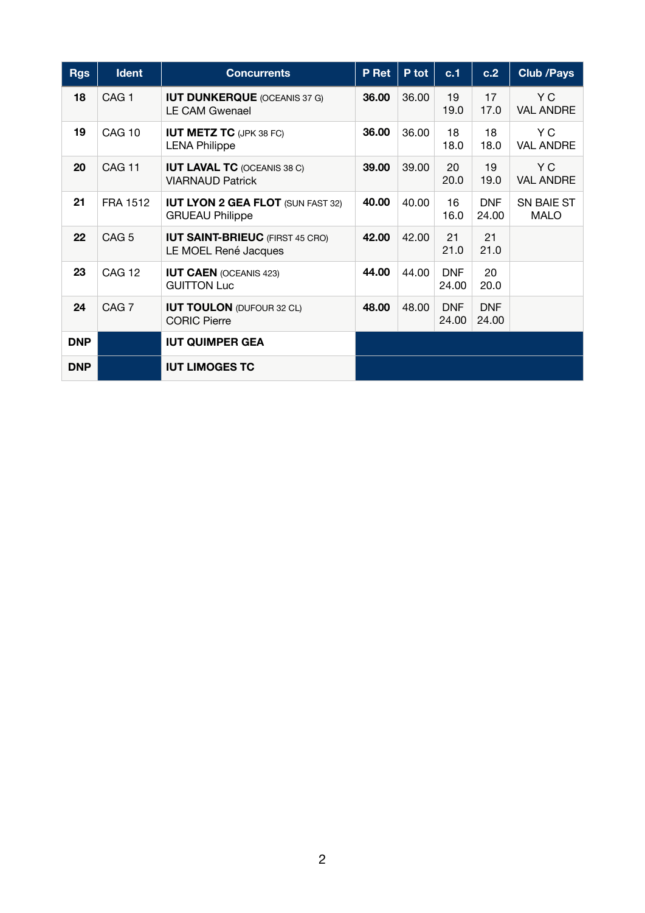| Rgs | Ident | Concurrents | P Ret | P tot | c.1 | c.2 | Club /Pays |
|---|---|---|---|---|---|---|---|
| **18** | CAG 1 | **IUT DUNKERQUE** (OCEANIS 37 G) LE CAM Gwenael | **36.00** | 36.00 | 19 19.0 | 17 17.0 | Y C VAL ANDRE |
| **19** | CAG 10 | **IUT METZ TC** (JPK 38 FC) LENA Philippe | **36.00** | 36.00 | 18 18.0 | 18 18.0 | Y C VAL ANDRE |
| **20** | CAG 11 | **IUT LAVAL TC** (OCEANIS 38 C) VIARNAUD Patrick | **39.00** | 39.00 | 20 20.0 | 19 19.0 | Y C VAL ANDRE |
| **21** | FRA 1512 | **IUT LYON 2 GEA FLOT** (SUN FAST 32) GRUEAU Philippe | **40.00** | 40.00 | 16 16.0 | DNF 24.00 | SN BAIE ST MALO |
| **22** | CAG 5 | **IUT SAINT-BRIEUC** (FIRST 45 CRO) LE MOEL René Jacques | **42.00** | 42.00 | 21 21.0 | 21 21.0 | |
| **23** | CAG 12 | **IUT CAEN** (OCEANIS 423) GUITTON Luc | **44.00** | 44.00 | DNF 24.00 | 20 20.0 | |
| **24** | CAG 7 | **IUT TOULON** (DUFOUR 32 CL) CORIC Pierre | **48.00** | 48.00 | DNF 24.00 | DNF 24.00 | |
| **DNP** | | **IUT QUIMPER GEA** | | | | | |
| **DNP** | | **IUT LIMOGES TC** | | | | | |